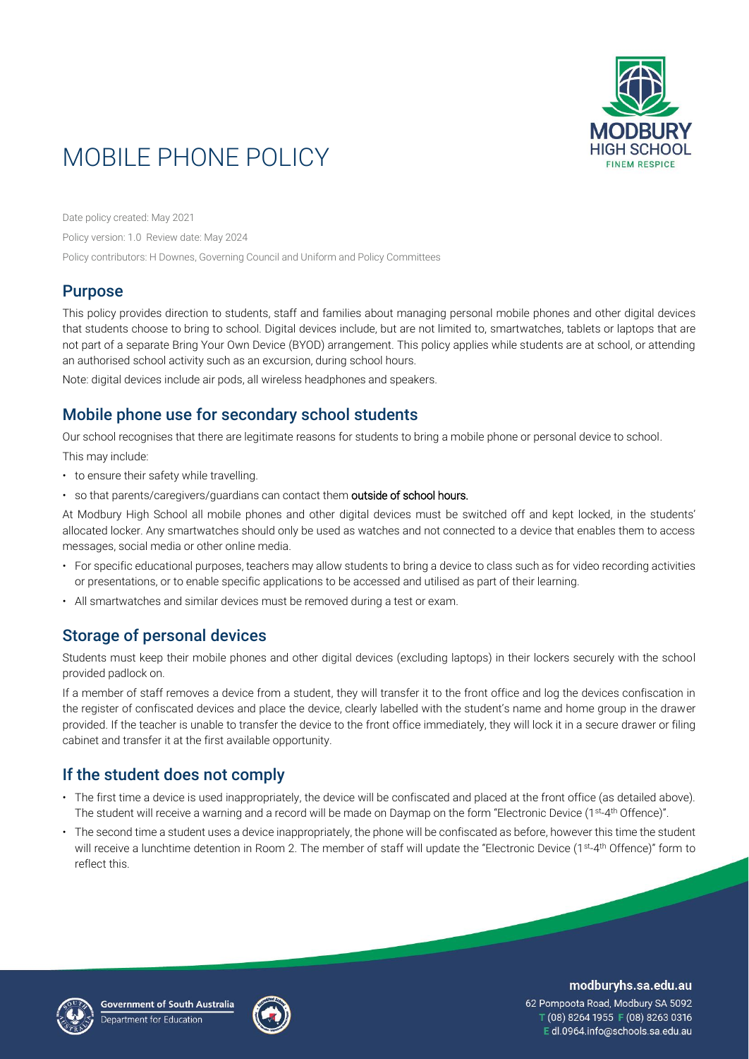# MOBILE PHONE POLICY

Date policy created: May 2021

Policy version: 1.0 Review date: May 2024

Policy contributors: H Downes, Governing Council and Uniform and Policy Committees

## Purpose

This policy provides direction to students, staff and families about managing personal mobile phones and other digital devices that students choose to bring to school. Digital devices include, but are not limited to, smartwatches, tablets or laptops that are not part of a separate Bring Your Own Device (BYOD) arrangement. This policy applies while students are at school, or attending an authorised school activity such as an excursion, during school hours.

Note: digital devices include air pods, all wireless headphones and speakers.

## Mobile phone use for secondary school students

Our school recognises that there are legitimate reasons for students to bring a mobile phone or personal device to school.

This may include:

- to ensure their safety while travelling.
- so that parents/caregivers/guardians can contact them **outside of school hours.**

At Modbury High School all mobile phones and other digital devices must be switched off and kept locked, in the students' allocated locker. Any smartwatches should only be used as watches and not connected to a device that enables them to access messages, social media or other online media.

- For specific educational purposes, teachers may allow students to bring a device to class such as for video recording activities or presentations, or to enable specific applications to be accessed and utilised as part of their learning.
- All smartwatches and similar devices must be removed during a test or exam.

## Storage of personal devices

Students must keep their mobile phones and other digital devices (excluding laptops) in their lockers securely with the school provided padlock on.

If a member of staff removes a device from a student, they will transfer it to the front office and log the devices confiscation in the register of confiscated devices and place the device, clearly labelled with the student's name and home group in the drawer provided. If the teacher is unable to transfer the device to the front office immediately, they will lock it in a secure drawer or filing cabinet and transfer it at the first available opportunity.

## If the student does not comply

- The first time a device is used inappropriately, the device will be confiscated and placed at the front office (as detailed above). The student will receive a warning and a record will be made on Daymap on the form "Electronic Device (1st-4th Offence)".
- The second time a student uses a device inappropriately, the phone will be confiscated as before, however this time the student will receive a lunchtime detention in Room 2. The member of staff will update the "Electronic Device (1st-4th Offence)" form to reflect this.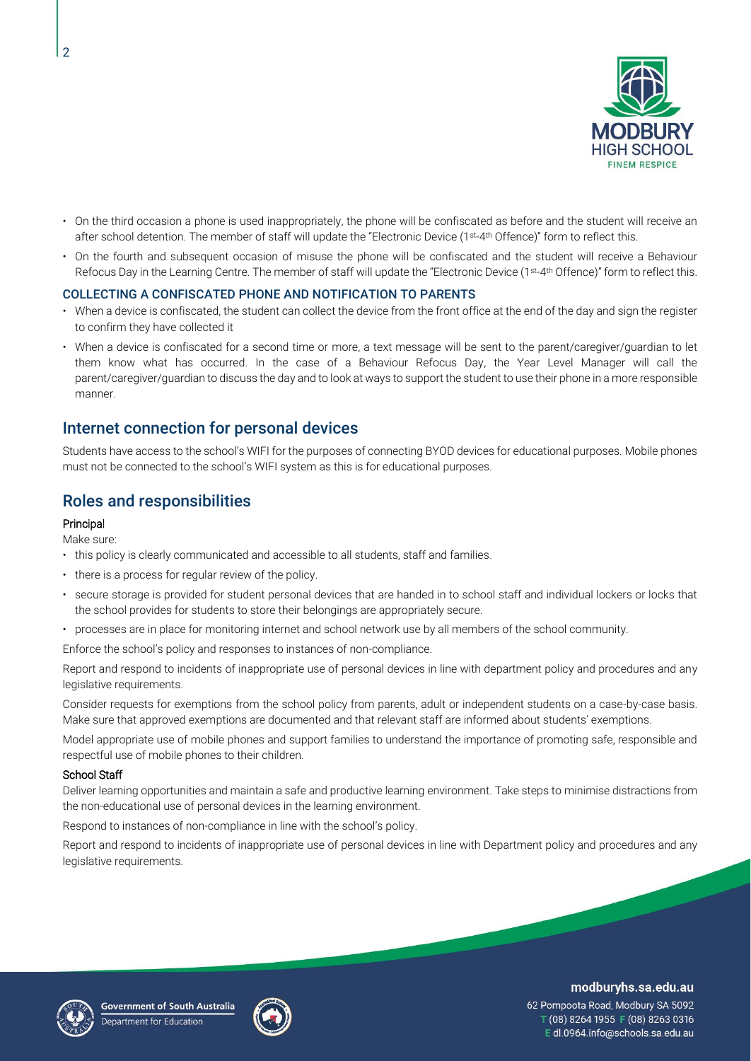- On the third occasion a phone is used inappropriately, the phone will be confiscated as before and the student will receive an after school detention. The member of staff will update the "Electronic Device (1st-4th Offence)" form to reflect this.
- On the fourth and subsequent occasion of misuse the phone will be confiscated and the student will receive a Behaviour Refocus Day in the Learning Centre. The member of staff will update the "Electronic Device (1st-4th Offence)" form to reflect this.

### COLLECTING A CONFISCATED PHONE AND NOTIFICATION TO PARENTS

- When a device is confiscated, the student can collect the device from the front office at the end of the day and sign the register to confirm they have collected it
- When a device is confiscated for a second time or more, a text message will be sent to the parent/caregiver/guardian to let them know what has occurred. In the case of a Behaviour Refocus Day, the Year Level Manager will call the parent/caregiver/guardian to discuss the day and to look at ways to support the student to use their phone in a more responsible manner.

## Internet connection for personal devices

Students have access to the school's WIFI for the purposes of connecting BYOD devices for educational purposes. Mobile phones must not be connected to the school's WIFI system as this is for educational purposes.

## Roles and responsibilities

#### Principal

Make sure:

- this policy is clearly communicated and accessible to all students, staff and families.
- there is a process for regular review of the policy.
- secure storage is provided for student personal devices that are handed in to school staff and individual lockers or locks that the school provides for students to store their belongings are appropriately secure.
- processes are in place for monitoring internet and school network use by all members of the school community.

Enforce the school's policy and responses to instances of non-compliance.

Report and respond to incidents of inappropriate use of personal devices in line with department policy and procedures and any legislative requirements.

Consider requests for exemptions from the school policy from parents, adult or independent students on a case-by-case basis. Make sure that approved exemptions are documented and that relevant staff are informed about students' exemptions.

Model appropriate use of mobile phones and support families to understand the importance of promoting safe, responsible and respectful use of mobile phones to their children.

#### School Staff

Deliver learning opportunities and maintain a safe and productive learning environment. Take steps to minimise distractions from the non-educational use of personal devices in the learning environment.

Respond to instances of non-compliance in line with the school's policy.

Report and respond to incidents of inappropriate use of personal devices in line with Department policy and procedures and any legislative requirements.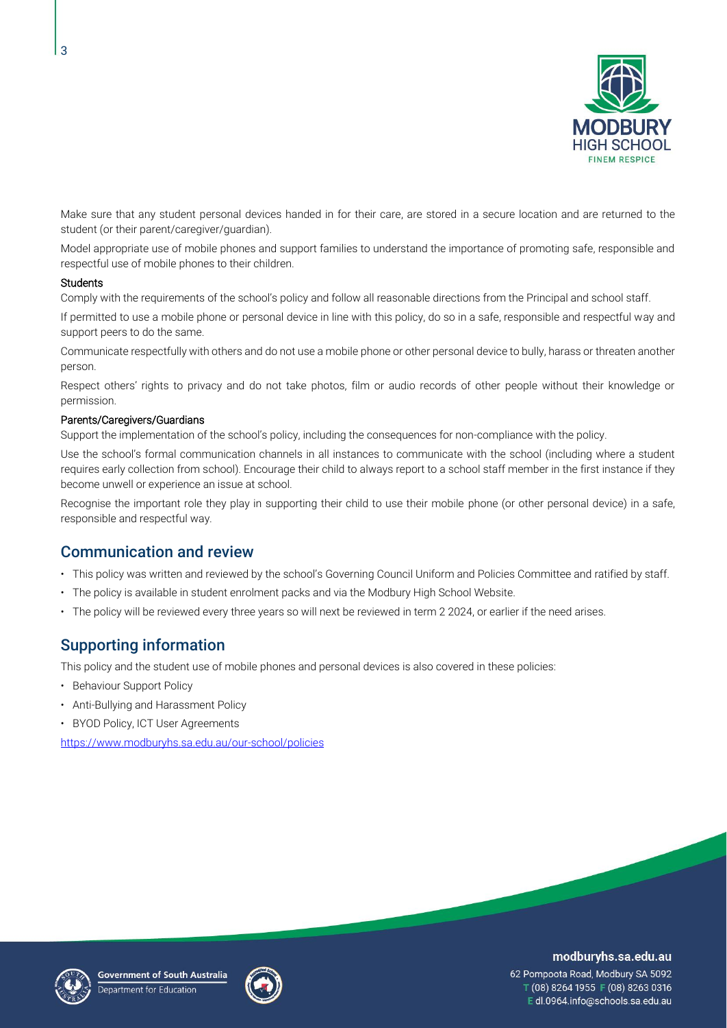Make sure that any student personal devices handed in for their care, are stored in a secure location and are returned to the student (or their parent/caregiver/guardian).

Model appropriate use of mobile phones and support families to understand the importance of promoting safe, responsible and respectful use of mobile phones to their children.

#### Students

Comply with the requirements of the school's policy and follow all reasonable directions from the Principal and school staff.

If permitted to use a mobile phone or personal device in line with this policy, do so in a safe, responsible and respectful way and support peers to do the same.

Communicate respectfully with others and do not use a mobile phone or other personal device to bully, harass or threaten another person.

Respect others' rights to privacy and do not take photos, film or audio records of other people without their knowledge or permission.

#### Parents/Caregivers/Guardians

Support the implementation of the school's policy, including the consequences for non-compliance with the policy.

Use the school's formal communication channels in all instances to communicate with the school (including where a student requires early collection from school). Encourage their child to always report to a school staff member in the first instance if they become unwell or experience an issue at school.

Recognise the important role they play in supporting their child to use their mobile phone (or other personal device) in a safe, responsible and respectful way.

## Communication and review

- This policy was written and reviewed by the school's Governing Council Uniform and Policies Committee and ratified by staff.
- The policy is available in student enrolment packs and via the Modbury High School Website.
- The policy will be reviewed every three years so will next be reviewed in term 2 2024, or earlier if the need arises.

## Supporting information

This policy and the student use of mobile phones and personal devices is also covered in these policies:

- Behaviour Support Policy
- Anti-Bullying and Harassment Policy
- BYOD Policy, ICT User Agreements

https://www.modburyhs.sa.edu.au/our-school/policies